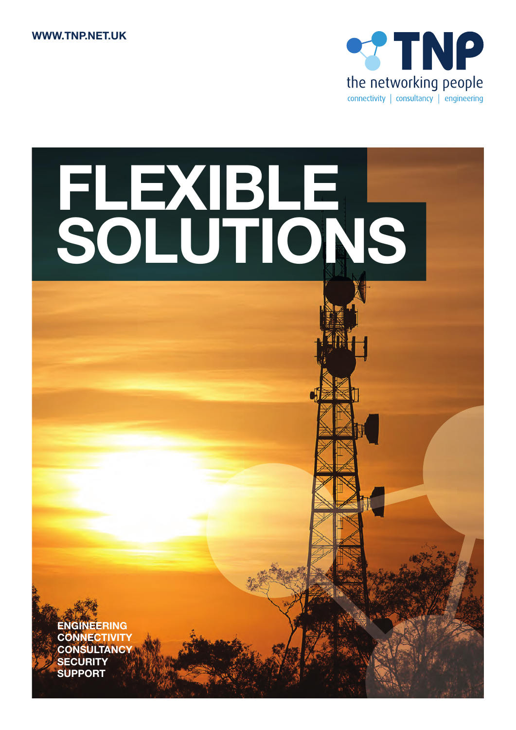WWW.TNP.NET.UK

TNP

the networking people

connectivity | consultancy | engineering

# FLEXIBLE SOLUTIONS

ENGINEERING
CONNECTIVITY
CONSULTANCY
SECURITY
SUPPORT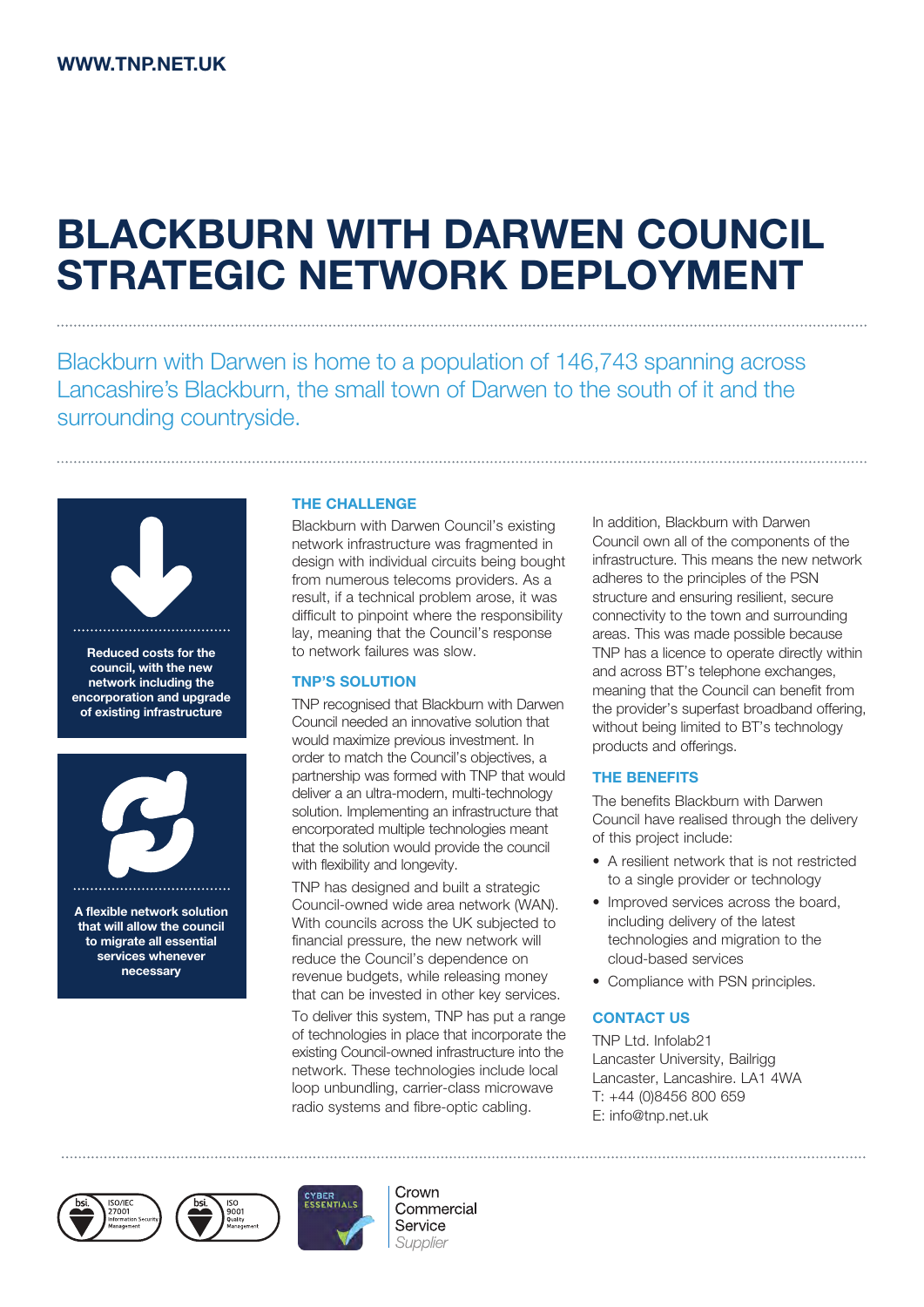WWW.TNP.NET.UK

# BLACKBURN WITH DARWEN COUNCIL STRATEGIC NETWORK DEPLOYMENT

Blackburn with Darwen is home to a population of 146,743 spanning across Lancashire's Blackburn, the small town of Darwen to the south of it and the surrounding countryside.

**Reduced costs for the council, with the new network including the encorporation and upgrade of existing infrastructure**

**A flexible network solution that will allow the council to migrate all essential services whenever necessary**

### THE CHALLENGE

Blackburn with Darwen Council's existing network infrastructure was fragmented in design with individual circuits being bought from numerous telecoms providers. As a result, if a technical problem arose, it was difficult to pinpoint where the responsibility lay, meaning that the Council's response to network failures was slow.

### TNP'S SOLUTION

TNP recognised that Blackburn with Darwen Council needed an innovative solution that would maximize previous investment. In order to match the Council's objectives, a partnership was formed with TNP that would deliver a an ultra-modern, multi-technology solution. Implementing an infrastructure that encorporated multiple technologies meant that the solution would provide the council with flexibility and longevity.

TNP has designed and built a strategic Council-owned wide area network (WAN). With councils across the UK subjected to financial pressure, the new network will reduce the Council's dependence on revenue budgets, while releasing money that can be invested in other key services.

To deliver this system, TNP has put a range of technologies in place that incorporate the existing Council-owned infrastructure into the network. These technologies include local loop unbundling, carrier-class microwave radio systems and fibre-optic cabling.

In addition, Blackburn with Darwen Council own all of the components of the infrastructure. This means the new network adheres to the principles of the PSN structure and ensuring resilient, secure connectivity to the town and surrounding areas. This was made possible because TNP has a licence to operate directly within and across BT's telephone exchanges, meaning that the Council can benefit from the provider's superfast broadband offering, without being limited to BT's technology products and offerings.

### THE BENEFITS

The benefits Blackburn with Darwen Council have realised through the delivery of this project include:

- A resilient network that is not restricted to a single provider or technology
- Improved services across the board, including delivery of the latest technologies and migration to the cloud-based services
- Compliance with PSN principles.

### CONTACT US

TNP Ltd. Infolab21
Lancaster University, Bailrigg
Lancaster, Lancashire. LA1 4WA
T: +44 (0)8456 800 659
E: info@tnp.net.uk

bsi. ISO/IEC 27001 Information Security Management

bsi. ISO 9001 Quality Management

CYBER ESSENTIALS

Crown Commercial Service Supplier